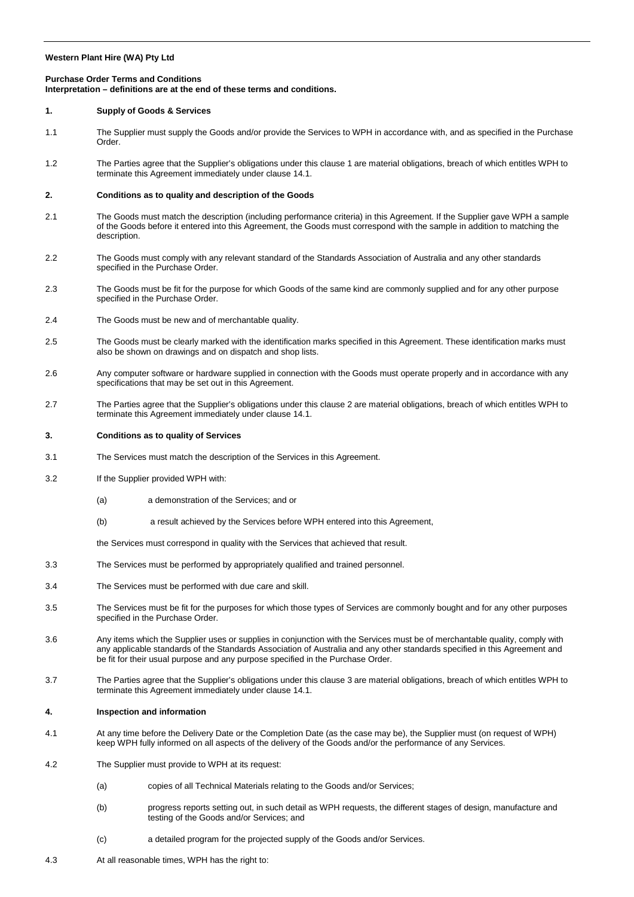**Western Plant Hire (WA) Pty Ltd**

**Purchase Order Terms and Conditions**
**Interpretation – definitions are at the end of these terms and conditions.**

## 1. Supply of Goods & Services

1.1 The Supplier must supply the Goods and/or provide the Services to WPH in accordance with, and as specified in the Purchase Order.

1.2 The Parties agree that the Supplier's obligations under this clause 1 are material obligations, breach of which entitles WPH to terminate this Agreement immediately under clause 14.1.

## 2. Conditions as to quality and description of the Goods

2.1 The Goods must match the description (including performance criteria) in this Agreement. If the Supplier gave WPH a sample of the Goods before it entered into this Agreement, the Goods must correspond with the sample in addition to matching the description.

2.2 The Goods must comply with any relevant standard of the Standards Association of Australia and any other standards specified in the Purchase Order.

2.3 The Goods must be fit for the purpose for which Goods of the same kind are commonly supplied and for any other purpose specified in the Purchase Order.

2.4 The Goods must be new and of merchantable quality.

2.5 The Goods must be clearly marked with the identification marks specified in this Agreement. These identification marks must also be shown on drawings and on dispatch and shop lists.

2.6 Any computer software or hardware supplied in connection with the Goods must operate properly and in accordance with any specifications that may be set out in this Agreement.

2.7 The Parties agree that the Supplier's obligations under this clause 2 are material obligations, breach of which entitles WPH to terminate this Agreement immediately under clause 14.1.

## 3. Conditions as to quality of Services

3.1 The Services must match the description of the Services in this Agreement.

3.2 If the Supplier provided WPH with:

(a) a demonstration of the Services; and or

(b) a result achieved by the Services before WPH entered into this Agreement,

the Services must correspond in quality with the Services that achieved that result.

3.3 The Services must be performed by appropriately qualified and trained personnel.

3.4 The Services must be performed with due care and skill.

3.5 The Services must be fit for the purposes for which those types of Services are commonly bought and for any other purposes specified in the Purchase Order.

3.6 Any items which the Supplier uses or supplies in conjunction with the Services must be of merchantable quality, comply with any applicable standards of the Standards Association of Australia and any other standards specified in this Agreement and be fit for their usual purpose and any purpose specified in the Purchase Order.

3.7 The Parties agree that the Supplier's obligations under this clause 3 are material obligations, breach of which entitles WPH to terminate this Agreement immediately under clause 14.1.

## 4. Inspection and information

4.1 At any time before the Delivery Date or the Completion Date (as the case may be), the Supplier must (on request of WPH) keep WPH fully informed on all aspects of the delivery of the Goods and/or the performance of any Services.

4.2 The Supplier must provide to WPH at its request:

(a) copies of all Technical Materials relating to the Goods and/or Services;

(b) progress reports setting out, in such detail as WPH requests, the different stages of design, manufacture and testing of the Goods and/or Services; and

(c) a detailed program for the projected supply of the Goods and/or Services.

4.3 At all reasonable times, WPH has the right to: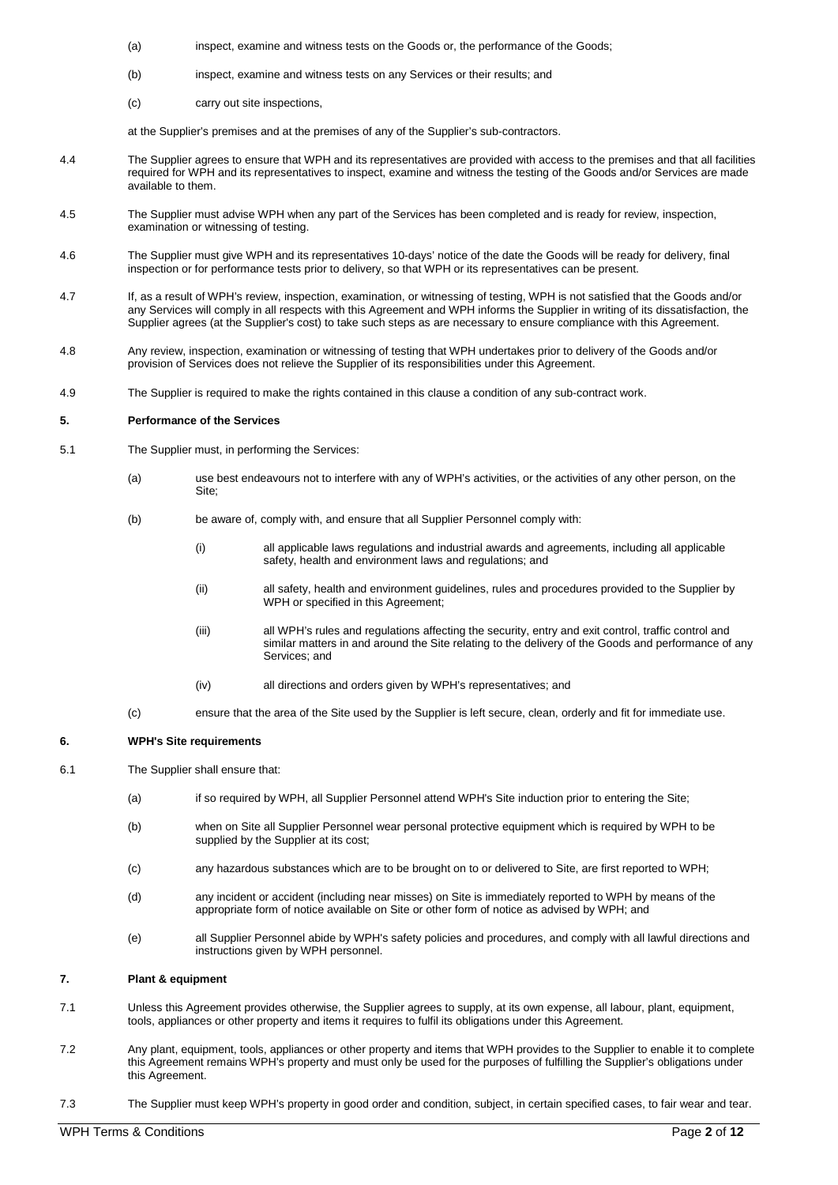(a) inspect, examine and witness tests on the Goods or, the performance of the Goods;

(b) inspect, examine and witness tests on any Services or their results; and

(c) carry out site inspections,

at the Supplier's premises and at the premises of any of the Supplier's sub-contractors.

4.4 The Supplier agrees to ensure that WPH and its representatives are provided with access to the premises and that all facilities required for WPH and its representatives to inspect, examine and witness the testing of the Goods and/or Services are made available to them.

4.5 The Supplier must advise WPH when any part of the Services has been completed and is ready for review, inspection, examination or witnessing of testing.

4.6 The Supplier must give WPH and its representatives 10-days' notice of the date the Goods will be ready for delivery, final inspection or for performance tests prior to delivery, so that WPH or its representatives can be present.

4.7 If, as a result of WPH's review, inspection, examination, or witnessing of testing, WPH is not satisfied that the Goods and/or any Services will comply in all respects with this Agreement and WPH informs the Supplier in writing of its dissatisfaction, the Supplier agrees (at the Supplier's cost) to take such steps as are necessary to ensure compliance with this Agreement.

4.8 Any review, inspection, examination or witnessing of testing that WPH undertakes prior to delivery of the Goods and/or provision of Services does not relieve the Supplier of its responsibilities under this Agreement.

4.9 The Supplier is required to make the rights contained in this clause a condition of any sub-contract work.

## 5. Performance of the Services

5.1 The Supplier must, in performing the Services:

(a) use best endeavours not to interfere with any of WPH's activities, or the activities of any other person, on the Site;

(b) be aware of, comply with, and ensure that all Supplier Personnel comply with:

(i) all applicable laws regulations and industrial awards and agreements, including all applicable safety, health and environment laws and regulations; and

(ii) all safety, health and environment guidelines, rules and procedures provided to the Supplier by WPH or specified in this Agreement;

(iii) all WPH's rules and regulations affecting the security, entry and exit control, traffic control and similar matters in and around the Site relating to the delivery of the Goods and performance of any Services; and

(iv) all directions and orders given by WPH's representatives; and

(c) ensure that the area of the Site used by the Supplier is left secure, clean, orderly and fit for immediate use.

## 6. WPH's Site requirements

6.1 The Supplier shall ensure that:

(a) if so required by WPH, all Supplier Personnel attend WPH's Site induction prior to entering the Site;

(b) when on Site all Supplier Personnel wear personal protective equipment which is required by WPH to be supplied by the Supplier at its cost;

(c) any hazardous substances which are to be brought on to or delivered to Site, are first reported to WPH;

(d) any incident or accident (including near misses) on Site is immediately reported to WPH by means of the appropriate form of notice available on Site or other form of notice as advised by WPH; and

(e) all Supplier Personnel abide by WPH's safety policies and procedures, and comply with all lawful directions and instructions given by WPH personnel.

## 7. Plant & equipment

7.1 Unless this Agreement provides otherwise, the Supplier agrees to supply, at its own expense, all labour, plant, equipment, tools, appliances or other property and items it requires to fulfil its obligations under this Agreement.

7.2 Any plant, equipment, tools, appliances or other property and items that WPH provides to the Supplier to enable it to complete this Agreement remains WPH's property and must only be used for the purposes of fulfilling the Supplier's obligations under this Agreement.

7.3 The Supplier must keep WPH's property in good order and condition, subject, in certain specified cases, to fair wear and tear.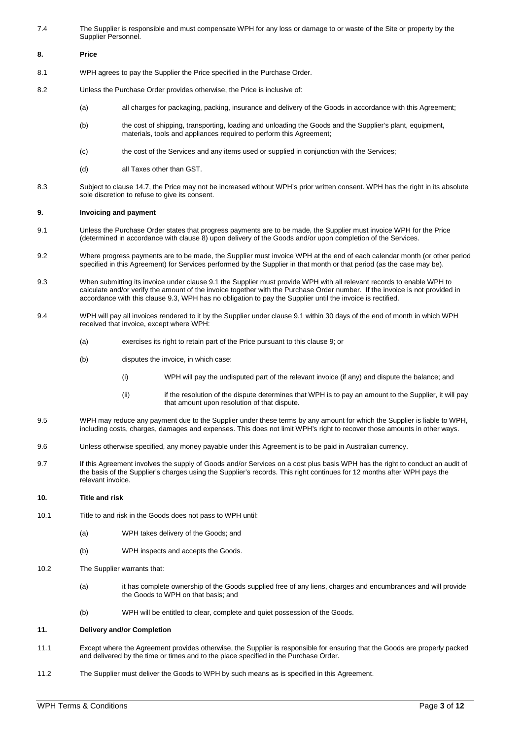7.4 The Supplier is responsible and must compensate WPH for any loss or damage to or waste of the Site or property by the Supplier Personnel.

## 8. Price

8.1 WPH agrees to pay the Supplier the Price specified in the Purchase Order.

8.2 Unless the Purchase Order provides otherwise, the Price is inclusive of:

- (a) all charges for packaging, packing, insurance and delivery of the Goods in accordance with this Agreement;
- (b) the cost of shipping, transporting, loading and unloading the Goods and the Supplier's plant, equipment, materials, tools and appliances required to perform this Agreement;
- (c) the cost of the Services and any items used or supplied in conjunction with the Services;
- (d) all Taxes other than GST.

8.3 Subject to clause 14.7, the Price may not be increased without WPH's prior written consent. WPH has the right in its absolute sole discretion to refuse to give its consent.

## 9. Invoicing and payment

9.1 Unless the Purchase Order states that progress payments are to be made, the Supplier must invoice WPH for the Price (determined in accordance with clause 8) upon delivery of the Goods and/or upon completion of the Services.

9.2 Where progress payments are to be made, the Supplier must invoice WPH at the end of each calendar month (or other period specified in this Agreement) for Services performed by the Supplier in that month or that period (as the case may be).

9.3 When submitting its invoice under clause 9.1 the Supplier must provide WPH with all relevant records to enable WPH to calculate and/or verify the amount of the invoice together with the Purchase Order number. If the invoice is not provided in accordance with this clause 9.3, WPH has no obligation to pay the Supplier until the invoice is rectified.

9.4 WPH will pay all invoices rendered to it by the Supplier under clause 9.1 within 30 days of the end of month in which WPH received that invoice, except where WPH:

- (a) exercises its right to retain part of the Price pursuant to this clause 9; or
- (b) disputes the invoice, in which case:
  - (i) WPH will pay the undisputed part of the relevant invoice (if any) and dispute the balance; and
  - (ii) if the resolution of the dispute determines that WPH is to pay an amount to the Supplier, it will pay that amount upon resolution of that dispute.

9.5 WPH may reduce any payment due to the Supplier under these terms by any amount for which the Supplier is liable to WPH, including costs, charges, damages and expenses. This does not limit WPH's right to recover those amounts in other ways.

9.6 Unless otherwise specified, any money payable under this Agreement is to be paid in Australian currency.

9.7 If this Agreement involves the supply of Goods and/or Services on a cost plus basis WPH has the right to conduct an audit of the basis of the Supplier's charges using the Supplier's records. This right continues for 12 months after WPH pays the relevant invoice.

## 10. Title and risk

10.1 Title to and risk in the Goods does not pass to WPH until:

- (a) WPH takes delivery of the Goods; and
- (b) WPH inspects and accepts the Goods.

10.2 The Supplier warrants that:

- (a) it has complete ownership of the Goods supplied free of any liens, charges and encumbrances and will provide the Goods to WPH on that basis; and
- (b) WPH will be entitled to clear, complete and quiet possession of the Goods.

## 11. Delivery and/or Completion

11.1 Except where the Agreement provides otherwise, the Supplier is responsible for ensuring that the Goods are properly packed and delivered by the time or times and to the place specified in the Purchase Order.

11.2 The Supplier must deliver the Goods to WPH by such means as is specified in this Agreement.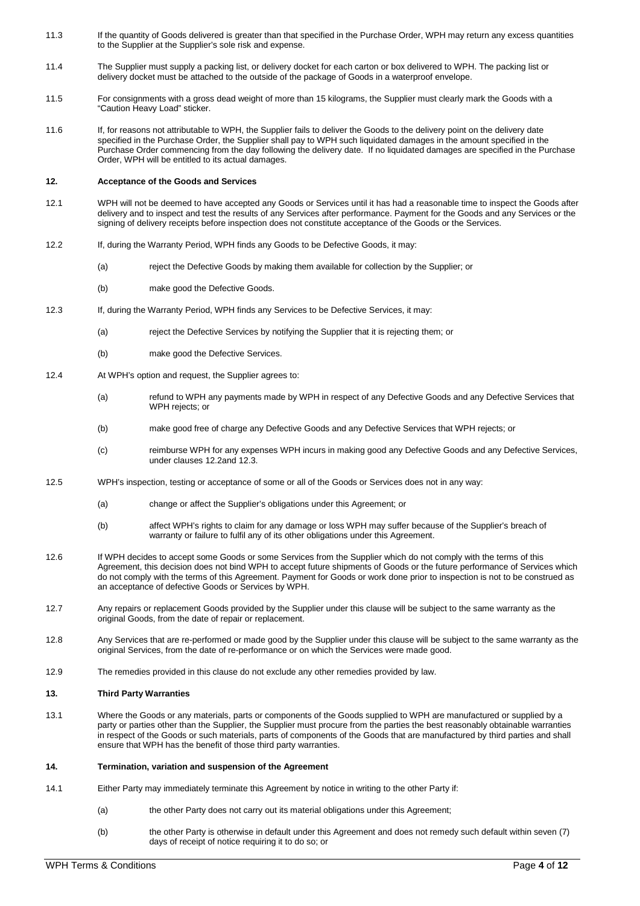11.3 If the quantity of Goods delivered is greater than that specified in the Purchase Order, WPH may return any excess quantities to the Supplier at the Supplier's sole risk and expense.

11.4 The Supplier must supply a packing list, or delivery docket for each carton or box delivered to WPH. The packing list or delivery docket must be attached to the outside of the package of Goods in a waterproof envelope.

11.5 For consignments with a gross dead weight of more than 15 kilograms, the Supplier must clearly mark the Goods with a "Caution Heavy Load" sticker.

11.6 If, for reasons not attributable to WPH, the Supplier fails to deliver the Goods to the delivery point on the delivery date specified in the Purchase Order, the Supplier shall pay to WPH such liquidated damages in the amount specified in the Purchase Order commencing from the day following the delivery date. If no liquidated damages are specified in the Purchase Order, WPH will be entitled to its actual damages.

## 12. Acceptance of the Goods and Services

12.1 WPH will not be deemed to have accepted any Goods or Services until it has had a reasonable time to inspect the Goods after delivery and to inspect and test the results of any Services after performance. Payment for the Goods and any Services or the signing of delivery receipts before inspection does not constitute acceptance of the Goods or the Services.

12.2 If, during the Warranty Period, WPH finds any Goods to be Defective Goods, it may:

(a) reject the Defective Goods by making them available for collection by the Supplier; or

(b) make good the Defective Goods.

12.3 If, during the Warranty Period, WPH finds any Services to be Defective Services, it may:

(a) reject the Defective Services by notifying the Supplier that it is rejecting them; or

(b) make good the Defective Services.

12.4 At WPH's option and request, the Supplier agrees to:

(a) refund to WPH any payments made by WPH in respect of any Defective Goods and any Defective Services that WPH rejects; or

(b) make good free of charge any Defective Goods and any Defective Services that WPH rejects; or

(c) reimburse WPH for any expenses WPH incurs in making good any Defective Goods and any Defective Services, under clauses 12.2and 12.3.

12.5 WPH's inspection, testing or acceptance of some or all of the Goods or Services does not in any way:

(a) change or affect the Supplier's obligations under this Agreement; or

(b) affect WPH's rights to claim for any damage or loss WPH may suffer because of the Supplier's breach of warranty or failure to fulfil any of its other obligations under this Agreement.

12.6 If WPH decides to accept some Goods or some Services from the Supplier which do not comply with the terms of this Agreement, this decision does not bind WPH to accept future shipments of Goods or the future performance of Services which do not comply with the terms of this Agreement. Payment for Goods or work done prior to inspection is not to be construed as an acceptance of defective Goods or Services by WPH.

12.7 Any repairs or replacement Goods provided by the Supplier under this clause will be subject to the same warranty as the original Goods, from the date of repair or replacement.

12.8 Any Services that are re-performed or made good by the Supplier under this clause will be subject to the same warranty as the original Services, from the date of re-performance or on which the Services were made good.

12.9 The remedies provided in this clause do not exclude any other remedies provided by law.

## 13. Third Party Warranties

13.1 Where the Goods or any materials, parts or components of the Goods supplied to WPH are manufactured or supplied by a party or parties other than the Supplier, the Supplier must procure from the parties the best reasonably obtainable warranties in respect of the Goods or such materials, parts of components of the Goods that are manufactured by third parties and shall ensure that WPH has the benefit of those third party warranties.

## 14. Termination, variation and suspension of the Agreement

14.1 Either Party may immediately terminate this Agreement by notice in writing to the other Party if:

(a) the other Party does not carry out its material obligations under this Agreement;

(b) the other Party is otherwise in default under this Agreement and does not remedy such default within seven (7) days of receipt of notice requiring it to do so; or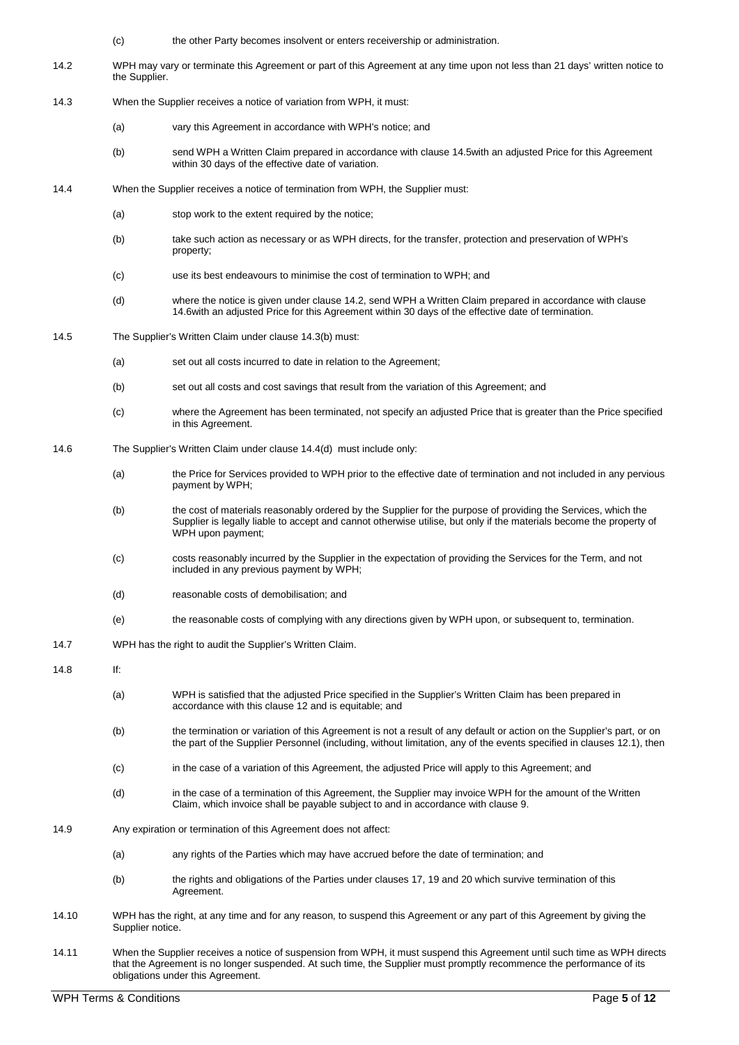(c) the other Party becomes insolvent or enters receivership or administration.

14.2 WPH may vary or terminate this Agreement or part of this Agreement at any time upon not less than 21 days' written notice to the Supplier.

14.3 When the Supplier receives a notice of variation from WPH, it must:

(a) vary this Agreement in accordance with WPH's notice; and

(b) send WPH a Written Claim prepared in accordance with clause 14.5with an adjusted Price for this Agreement within 30 days of the effective date of variation.

14.4 When the Supplier receives a notice of termination from WPH, the Supplier must:

(a) stop work to the extent required by the notice;

(b) take such action as necessary or as WPH directs, for the transfer, protection and preservation of WPH's property;

(c) use its best endeavours to minimise the cost of termination to WPH; and

(d) where the notice is given under clause 14.2, send WPH a Written Claim prepared in accordance with clause 14.6with an adjusted Price for this Agreement within 30 days of the effective date of termination.

14.5 The Supplier's Written Claim under clause 14.3(b) must:

(a) set out all costs incurred to date in relation to the Agreement;

(b) set out all costs and cost savings that result from the variation of this Agreement; and

(c) where the Agreement has been terminated, not specify an adjusted Price that is greater than the Price specified in this Agreement.

14.6 The Supplier's Written Claim under clause 14.4(d) must include only:

(a) the Price for Services provided to WPH prior to the effective date of termination and not included in any pervious payment by WPH;

(b) the cost of materials reasonably ordered by the Supplier for the purpose of providing the Services, which the Supplier is legally liable to accept and cannot otherwise utilise, but only if the materials become the property of WPH upon payment;

(c) costs reasonably incurred by the Supplier in the expectation of providing the Services for the Term, and not included in any previous payment by WPH;

(d) reasonable costs of demobilisation; and

(e) the reasonable costs of complying with any directions given by WPH upon, or subsequent to, termination.

14.7 WPH has the right to audit the Supplier's Written Claim.

14.8 If:

(a) WPH is satisfied that the adjusted Price specified in the Supplier's Written Claim has been prepared in accordance with this clause 12 and is equitable; and

(b) the termination or variation of this Agreement is not a result of any default or action on the Supplier's part, or on the part of the Supplier Personnel (including, without limitation, any of the events specified in clauses 12.1), then

(c) in the case of a variation of this Agreement, the adjusted Price will apply to this Agreement; and

(d) in the case of a termination of this Agreement, the Supplier may invoice WPH for the amount of the Written Claim, which invoice shall be payable subject to and in accordance with clause 9.

14.9 Any expiration or termination of this Agreement does not affect:

(a) any rights of the Parties which may have accrued before the date of termination; and

(b) the rights and obligations of the Parties under clauses 17, 19 and 20 which survive termination of this Agreement.

14.10 WPH has the right, at any time and for any reason, to suspend this Agreement or any part of this Agreement by giving the Supplier notice.

14.11 When the Supplier receives a notice of suspension from WPH, it must suspend this Agreement until such time as WPH directs that the Agreement is no longer suspended. At such time, the Supplier must promptly recommence the performance of its obligations under this Agreement.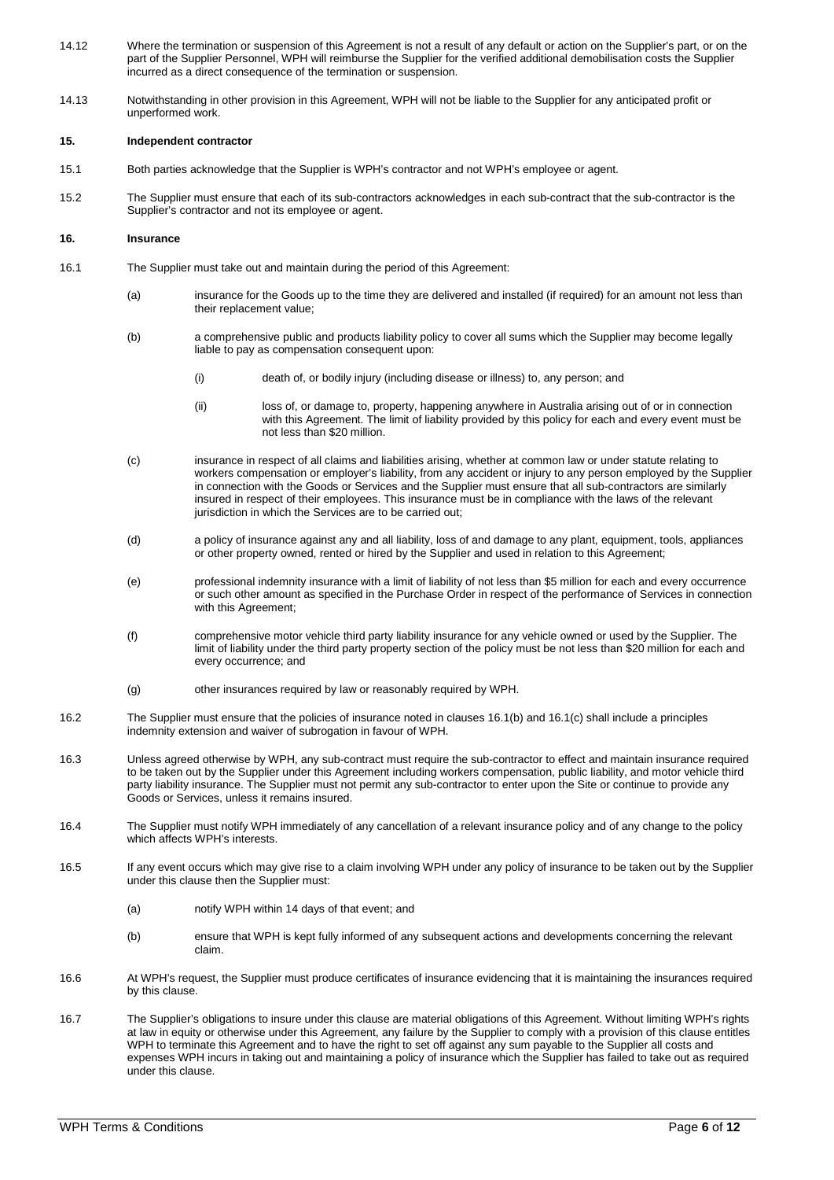14.12 Where the termination or suspension of this Agreement is not a result of any default or action on the Supplier's part, or on the part of the Supplier Personnel, WPH will reimburse the Supplier for the verified additional demobilisation costs the Supplier incurred as a direct consequence of the termination or suspension.

14.13 Notwithstanding in other provision in this Agreement, WPH will not be liable to the Supplier for any anticipated profit or unperformed work.

## 15. Independent contractor

15.1 Both parties acknowledge that the Supplier is WPH's contractor and not WPH's employee or agent.

15.2 The Supplier must ensure that each of its sub-contractors acknowledges in each sub-contract that the sub-contractor is the Supplier's contractor and not its employee or agent.

## 16. Insurance

16.1 The Supplier must take out and maintain during the period of this Agreement:

(a) insurance for the Goods up to the time they are delivered and installed (if required) for an amount not less than their replacement value;

(b) a comprehensive public and products liability policy to cover all sums which the Supplier may become legally liable to pay as compensation consequent upon:

(i) death of, or bodily injury (including disease or illness) to, any person; and

(ii) loss of, or damage to, property, happening anywhere in Australia arising out of or in connection with this Agreement. The limit of liability provided by this policy for each and every event must be not less than $20 million.

(c) insurance in respect of all claims and liabilities arising, whether at common law or under statute relating to workers compensation or employer's liability, from any accident or injury to any person employed by the Supplier in connection with the Goods or Services and the Supplier must ensure that all sub-contractors are similarly insured in respect of their employees. This insurance must be in compliance with the laws of the relevant jurisdiction in which the Services are to be carried out;

(d) a policy of insurance against any and all liability, loss of and damage to any plant, equipment, tools, appliances or other property owned, rented or hired by the Supplier and used in relation to this Agreement;

(e) professional indemnity insurance with a limit of liability of not less than $5 million for each and every occurrence or such other amount as specified in the Purchase Order in respect of the performance of Services in connection with this Agreement;

(f) comprehensive motor vehicle third party liability insurance for any vehicle owned or used by the Supplier. The limit of liability under the third party property section of the policy must be not less than $20 million for each and every occurrence; and

(g) other insurances required by law or reasonably required by WPH.

16.2 The Supplier must ensure that the policies of insurance noted in clauses 16.1(b) and 16.1(c) shall include a principles indemnity extension and waiver of subrogation in favour of WPH.

16.3 Unless agreed otherwise by WPH, any sub-contract must require the sub-contractor to effect and maintain insurance required to be taken out by the Supplier under this Agreement including workers compensation, public liability, and motor vehicle third party liability insurance. The Supplier must not permit any sub-contractor to enter upon the Site or continue to provide any Goods or Services, unless it remains insured.

16.4 The Supplier must notify WPH immediately of any cancellation of a relevant insurance policy and of any change to the policy which affects WPH's interests.

16.5 If any event occurs which may give rise to a claim involving WPH under any policy of insurance to be taken out by the Supplier under this clause then the Supplier must:

(a) notify WPH within 14 days of that event; and

(b) ensure that WPH is kept fully informed of any subsequent actions and developments concerning the relevant claim.

16.6 At WPH's request, the Supplier must produce certificates of insurance evidencing that it is maintaining the insurances required by this clause.

16.7 The Supplier's obligations to insure under this clause are material obligations of this Agreement. Without limiting WPH's rights at law in equity or otherwise under this Agreement, any failure by the Supplier to comply with a provision of this clause entitles WPH to terminate this Agreement and to have the right to set off against any sum payable to the Supplier all costs and expenses WPH incurs in taking out and maintaining a policy of insurance which the Supplier has failed to take out as required under this clause.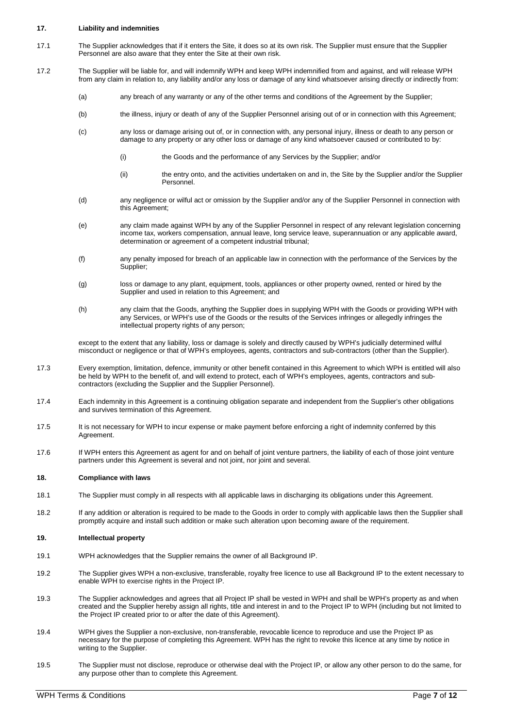## 17. Liability and indemnities

17.1 The Supplier acknowledges that if it enters the Site, it does so at its own risk. The Supplier must ensure that the Supplier Personnel are also aware that they enter the Site at their own risk.

17.2 The Supplier will be liable for, and will indemnify WPH and keep WPH indemnified from and against, and will release WPH from any claim in relation to, any liability and/or any loss or damage of any kind whatsoever arising directly or indirectly from:

(a) any breach of any warranty or any of the other terms and conditions of the Agreement by the Supplier;

(b) the illness, injury or death of any of the Supplier Personnel arising out of or in connection with this Agreement;

(c) any loss or damage arising out of, or in connection with, any personal injury, illness or death to any person or damage to any property or any other loss or damage of any kind whatsoever caused or contributed to by:

(i) the Goods and the performance of any Services by the Supplier; and/or

(ii) the entry onto, and the activities undertaken on and in, the Site by the Supplier and/or the Supplier Personnel.

(d) any negligence or wilful act or omission by the Supplier and/or any of the Supplier Personnel in connection with this Agreement;

(e) any claim made against WPH by any of the Supplier Personnel in respect of any relevant legislation concerning income tax, workers compensation, annual leave, long service leave, superannuation or any applicable award, determination or agreement of a competent industrial tribunal;

(f) any penalty imposed for breach of an applicable law in connection with the performance of the Services by the Supplier;

(g) loss or damage to any plant, equipment, tools, appliances or other property owned, rented or hired by the Supplier and used in relation to this Agreement; and

(h) any claim that the Goods, anything the Supplier does in supplying WPH with the Goods or providing WPH with any Services, or WPH's use of the Goods or the results of the Services infringes or allegedly infringes the intellectual property rights of any person;

except to the extent that any liability, loss or damage is solely and directly caused by WPH's judicially determined wilful misconduct or negligence or that of WPH's employees, agents, contractors and sub-contractors (other than the Supplier).

17.3 Every exemption, limitation, defence, immunity or other benefit contained in this Agreement to which WPH is entitled will also be held by WPH to the benefit of, and will extend to protect, each of WPH's employees, agents, contractors and sub-contractors (excluding the Supplier and the Supplier Personnel).

17.4 Each indemnity in this Agreement is a continuing obligation separate and independent from the Supplier's other obligations and survives termination of this Agreement.

17.5 It is not necessary for WPH to incur expense or make payment before enforcing a right of indemnity conferred by this Agreement.

17.6 If WPH enters this Agreement as agent for and on behalf of joint venture partners, the liability of each of those joint venture partners under this Agreement is several and not joint, nor joint and several.

## 18. Compliance with laws

18.1 The Supplier must comply in all respects with all applicable laws in discharging its obligations under this Agreement.

18.2 If any addition or alteration is required to be made to the Goods in order to comply with applicable laws then the Supplier shall promptly acquire and install such addition or make such alteration upon becoming aware of the requirement.

## 19. Intellectual property

19.1 WPH acknowledges that the Supplier remains the owner of all Background IP.

19.2 The Supplier gives WPH a non-exclusive, transferable, royalty free licence to use all Background IP to the extent necessary to enable WPH to exercise rights in the Project IP.

19.3 The Supplier acknowledges and agrees that all Project IP shall be vested in WPH and shall be WPH's property as and when created and the Supplier hereby assign all rights, title and interest in and to the Project IP to WPH (including but not limited to the Project IP created prior to or after the date of this Agreement).

19.4 WPH gives the Supplier a non-exclusive, non-transferable, revocable licence to reproduce and use the Project IP as necessary for the purpose of completing this Agreement. WPH has the right to revoke this licence at any time by notice in writing to the Supplier.

19.5 The Supplier must not disclose, reproduce or otherwise deal with the Project IP, or allow any other person to do the same, for any purpose other than to complete this Agreement.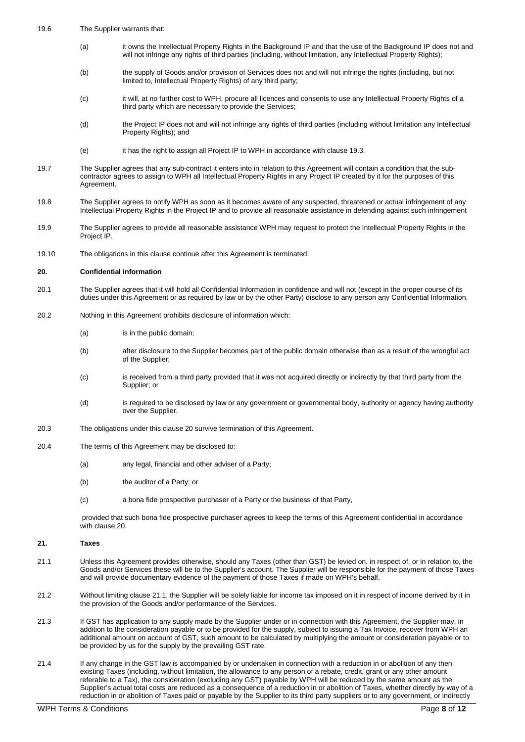19.6 The Supplier warrants that:

(a) it owns the Intellectual Property Rights in the Background IP and that the use of the Background IP does not and will not infringe any rights of third parties (including, without limitation, any Intellectual Property Rights);

(b) the supply of Goods and/or provision of Services does not and will not infringe the rights (including, but not limited to, Intellectual Property Rights) of any third party;

(c) it will, at no further cost to WPH, procure all licences and consents to use any Intellectual Property Rights of a third party which are necessary to provide the Services;

(d) the Project IP does not and will not infringe any rights of third parties (including without limitation any Intellectual Property Rights); and

(e) it has the right to assign all Project IP to WPH in accordance with clause 19.3.

19.7 The Supplier agrees that any sub-contract it enters into in relation to this Agreement will contain a condition that the sub-contractor agrees to assign to WPH all Intellectual Property Rights in any Project IP created by it for the purposes of this Agreement.

19.8 The Supplier agrees to notify WPH as soon as it becomes aware of any suspected, threatened or actual infringement of any Intellectual Property Rights in the Project IP and to provide all reasonable assistance in defending against such infringement

19.9 The Supplier agrees to provide all reasonable assistance WPH may request to protect the Intellectual Property Rights in the Project IP.

19.10 The obligations in this clause continue after this Agreement is terminated.

**20. Confidential information**

20.1 The Supplier agrees that it will hold all Confidential Information in confidence and will not (except in the proper course of its duties under this Agreement or as required by law or by the other Party) disclose to any person any Confidential Information.

20.2 Nothing in this Agreement prohibits disclosure of information which:

(a) is in the public domain;

(b) after disclosure to the Supplier becomes part of the public domain otherwise than as a result of the wrongful act of the Supplier;

(c) is received from a third party provided that it was not acquired directly or indirectly by that third party from the Supplier; or

(d) is required to be disclosed by law or any government or governmental body, authority or agency having authority over the Supplier.

20.3 The obligations under this clause 20 survive termination of this Agreement.

20.4 The terms of this Agreement may be disclosed to:

(a) any legal, financial and other adviser of a Party;

(b) the auditor of a Party; or

(c) a bona fide prospective purchaser of a Party or the business of that Party,

provided that such bona fide prospective purchaser agrees to keep the terms of this Agreement confidential in accordance with clause 20.

**21. Taxes**

21.1 Unless this Agreement provides otherwise, should any Taxes (other than GST) be levied on, in respect of, or in relation to, the Goods and/or Services these will be to the Supplier's account. The Supplier will be responsible for the payment of those Taxes and will provide documentary evidence of the payment of those Taxes if made on WPH's behalf.

21.2 Without limiting clause 21.1, the Supplier will be solely liable for income tax imposed on it in respect of income derived by it in the provision of the Goods and/or performance of the Services.

21.3 If GST has application to any supply made by the Supplier under or in connection with this Agreement, the Supplier may, in addition to the consideration payable or to be provided for the supply, subject to issuing a Tax Invoice, recover from WPH an additional amount on account of GST, such amount to be calculated by multiplying the amount or consideration payable or to be provided by us for the supply by the prevailing GST rate.

21.4 If any change in the GST law is accompanied by or undertaken in connection with a reduction in or abolition of any then existing Taxes (including, without limitation, the allowance to any person of a rebate, credit, grant or any other amount referable to a Tax), the consideration (excluding any GST) payable by WPH will be reduced by the same amount as the Supplier's actual total costs are reduced as a consequence of a reduction in or abolition of Taxes, whether directly by way of a reduction in or abolition of Taxes paid or payable by the Supplier to its third party suppliers or to any government, or indirectly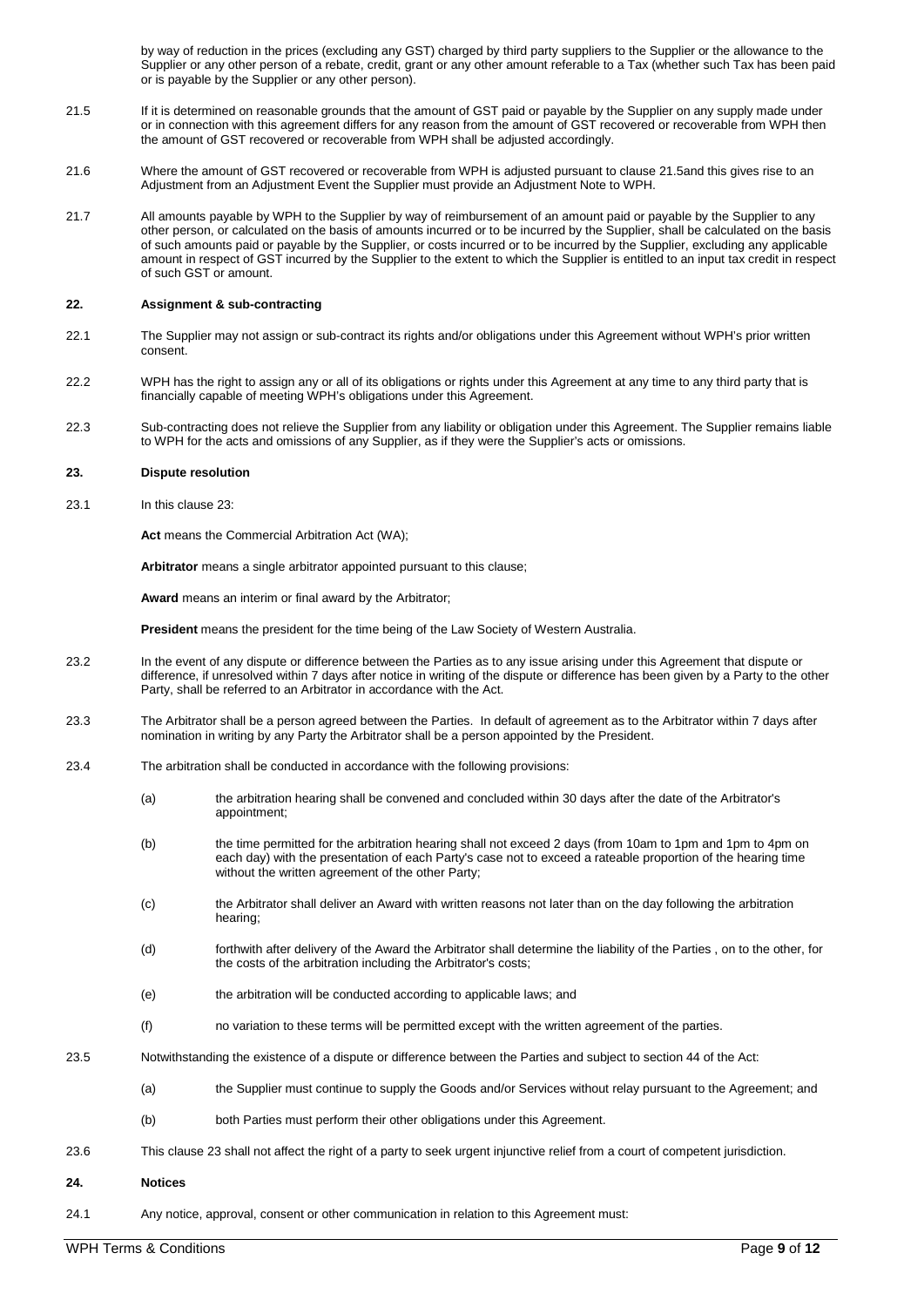by way of reduction in the prices (excluding any GST) charged by third party suppliers to the Supplier or the allowance to the Supplier or any other person of a rebate, credit, grant or any other amount referable to a Tax (whether such Tax has been paid or is payable by the Supplier or any other person).

21.5 If it is determined on reasonable grounds that the amount of GST paid or payable by the Supplier on any supply made under or in connection with this agreement differs for any reason from the amount of GST recovered or recoverable from WPH then the amount of GST recovered or recoverable from WPH shall be adjusted accordingly.

21.6 Where the amount of GST recovered or recoverable from WPH is adjusted pursuant to clause 21.5and this gives rise to an Adjustment from an Adjustment Event the Supplier must provide an Adjustment Note to WPH.

21.7 All amounts payable by WPH to the Supplier by way of reimbursement of an amount paid or payable by the Supplier to any other person, or calculated on the basis of amounts incurred or to be incurred by the Supplier, shall be calculated on the basis of such amounts paid or payable by the Supplier, or costs incurred or to be incurred by the Supplier, excluding any applicable amount in respect of GST incurred by the Supplier to the extent to which the Supplier is entitled to an input tax credit in respect of such GST or amount.

## 22. Assignment & sub-contracting

22.1 The Supplier may not assign or sub-contract its rights and/or obligations under this Agreement without WPH's prior written consent.

22.2 WPH has the right to assign any or all of its obligations or rights under this Agreement at any time to any third party that is financially capable of meeting WPH's obligations under this Agreement.

22.3 Sub-contracting does not relieve the Supplier from any liability or obligation under this Agreement. The Supplier remains liable to WPH for the acts and omissions of any Supplier, as if they were the Supplier's acts or omissions.

## 23. Dispute resolution

23.1 In this clause 23:

**Act** means the Commercial Arbitration Act (WA);

**Arbitrator** means a single arbitrator appointed pursuant to this clause;

**Award** means an interim or final award by the Arbitrator;

**President** means the president for the time being of the Law Society of Western Australia.

23.2 In the event of any dispute or difference between the Parties as to any issue arising under this Agreement that dispute or difference, if unresolved within 7 days after notice in writing of the dispute or difference has been given by a Party to the other Party, shall be referred to an Arbitrator in accordance with the Act.

23.3 The Arbitrator shall be a person agreed between the Parties. In default of agreement as to the Arbitrator within 7 days after nomination in writing by any Party the Arbitrator shall be a person appointed by the President.

23.4 The arbitration shall be conducted in accordance with the following provisions:

(a) the arbitration hearing shall be convened and concluded within 30 days after the date of the Arbitrator's appointment;

(b) the time permitted for the arbitration hearing shall not exceed 2 days (from 10am to 1pm and 1pm to 4pm on each day) with the presentation of each Party's case not to exceed a rateable proportion of the hearing time without the written agreement of the other Party;

(c) the Arbitrator shall deliver an Award with written reasons not later than on the day following the arbitration hearing;

(d) forthwith after delivery of the Award the Arbitrator shall determine the liability of the Parties , on to the other, for the costs of the arbitration including the Arbitrator's costs;

(e) the arbitration will be conducted according to applicable laws; and

(f) no variation to these terms will be permitted except with the written agreement of the parties.

23.5 Notwithstanding the existence of a dispute or difference between the Parties and subject to section 44 of the Act:

(a) the Supplier must continue to supply the Goods and/or Services without relay pursuant to the Agreement; and

(b) both Parties must perform their other obligations under this Agreement.

23.6 This clause 23 shall not affect the right of a party to seek urgent injunctive relief from a court of competent jurisdiction.

## 24. Notices

24.1 Any notice, approval, consent or other communication in relation to this Agreement must: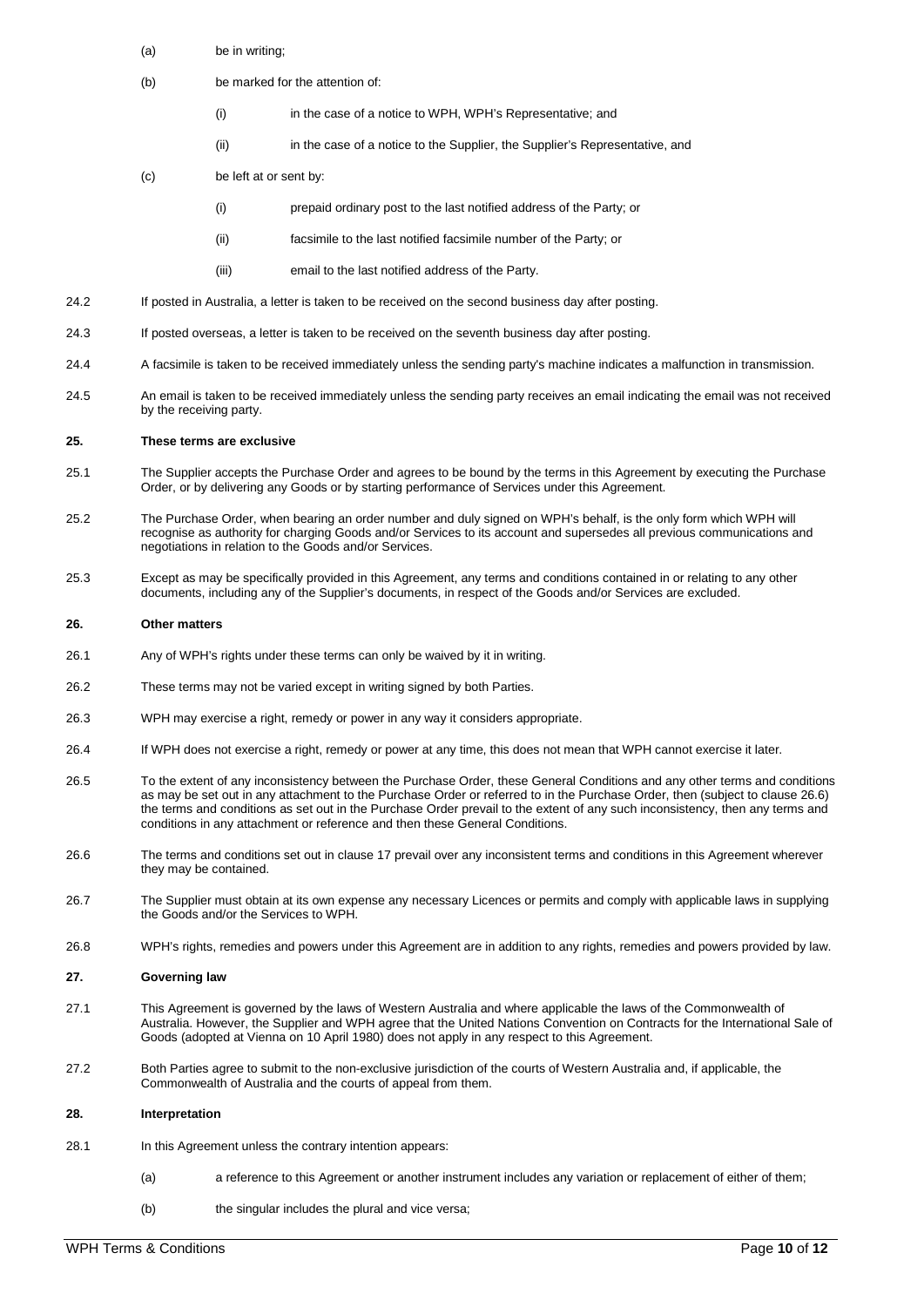(a) be in writing;

(b) be marked for the attention of:

   (i) in the case of a notice to WPH, WPH's Representative; and

   (ii) in the case of a notice to the Supplier, the Supplier's Representative, and

(c) be left at or sent by:

   (i) prepaid ordinary post to the last notified address of the Party; or

   (ii) facsimile to the last notified facsimile number of the Party; or

   (iii) email to the last notified address of the Party.

24.2 If posted in Australia, a letter is taken to be received on the second business day after posting.

24.3 If posted overseas, a letter is taken to be received on the seventh business day after posting.

24.4 A facsimile is taken to be received immediately unless the sending party's machine indicates a malfunction in transmission.

24.5 An email is taken to be received immediately unless the sending party receives an email indicating the email was not received by the receiving party.

## 25. These terms are exclusive

25.1 The Supplier accepts the Purchase Order and agrees to be bound by the terms in this Agreement by executing the Purchase Order, or by delivering any Goods or by starting performance of Services under this Agreement.

25.2 The Purchase Order, when bearing an order number and duly signed on WPH's behalf, is the only form which WPH will recognise as authority for charging Goods and/or Services to its account and supersedes all previous communications and negotiations in relation to the Goods and/or Services.

25.3 Except as may be specifically provided in this Agreement, any terms and conditions contained in or relating to any other documents, including any of the Supplier's documents, in respect of the Goods and/or Services are excluded.

## 26. Other matters

26.1 Any of WPH's rights under these terms can only be waived by it in writing.

26.2 These terms may not be varied except in writing signed by both Parties.

26.3 WPH may exercise a right, remedy or power in any way it considers appropriate.

26.4 If WPH does not exercise a right, remedy or power at any time, this does not mean that WPH cannot exercise it later.

26.5 To the extent of any inconsistency between the Purchase Order, these General Conditions and any other terms and conditions as may be set out in any attachment to the Purchase Order or referred to in the Purchase Order, then (subject to clause 26.6) the terms and conditions as set out in the Purchase Order prevail to the extent of any such inconsistency, then any terms and conditions in any attachment or reference and then these General Conditions.

26.6 The terms and conditions set out in clause 17 prevail over any inconsistent terms and conditions in this Agreement wherever they may be contained.

26.7 The Supplier must obtain at its own expense any necessary Licences or permits and comply with applicable laws in supplying the Goods and/or the Services to WPH.

26.8 WPH's rights, remedies and powers under this Agreement are in addition to any rights, remedies and powers provided by law.

## 27. Governing law

27.1 This Agreement is governed by the laws of Western Australia and where applicable the laws of the Commonwealth of Australia. However, the Supplier and WPH agree that the United Nations Convention on Contracts for the International Sale of Goods (adopted at Vienna on 10 April 1980) does not apply in any respect to this Agreement.

27.2 Both Parties agree to submit to the non-exclusive jurisdiction of the courts of Western Australia and, if applicable, the Commonwealth of Australia and the courts of appeal from them.

## 28. Interpretation

28.1 In this Agreement unless the contrary intention appears:

(a) a reference to this Agreement or another instrument includes any variation or replacement of either of them;

(b) the singular includes the plural and vice versa;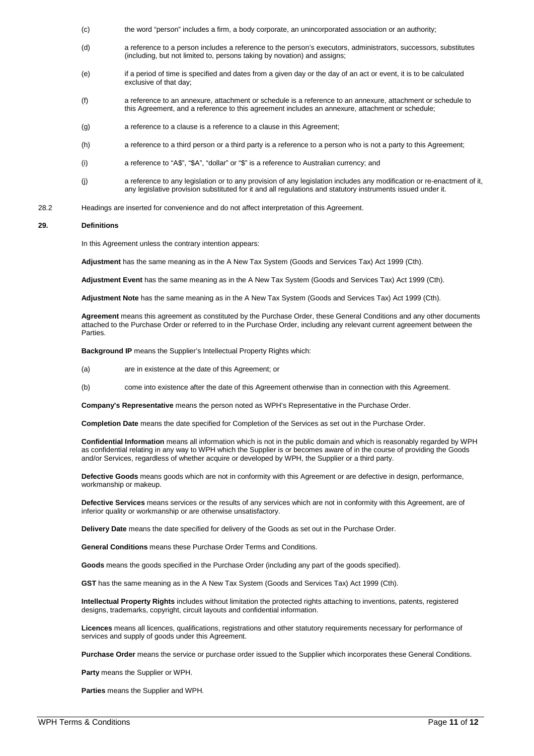(c) the word "person" includes a firm, a body corporate, an unincorporated association or an authority;

(d) a reference to a person includes a reference to the person's executors, administrators, successors, substitutes (including, but not limited to, persons taking by novation) and assigns;

(e) if a period of time is specified and dates from a given day or the day of an act or event, it is to be calculated exclusive of that day;

(f) a reference to an annexure, attachment or schedule is a reference to an annexure, attachment or schedule to this Agreement, and a reference to this agreement includes an annexure, attachment or schedule;

(g) a reference to a clause is a reference to a clause in this Agreement;

(h) a reference to a third person or a third party is a reference to a person who is not a party to this Agreement;

(i) a reference to "A$", "$A", "dollar" or "$" is a reference to Australian currency; and

(j) a reference to any legislation or to any provision of any legislation includes any modification or re-enactment of it, any legislative provision substituted for it and all regulations and statutory instruments issued under it.

28.2 Headings are inserted for convenience and do not affect interpretation of this Agreement.

## 29. Definitions

In this Agreement unless the contrary intention appears:

**Adjustment** has the same meaning as in the A New Tax System (Goods and Services Tax) Act 1999 (Cth).

**Adjustment Event** has the same meaning as in the A New Tax System (Goods and Services Tax) Act 1999 (Cth).

**Adjustment Note** has the same meaning as in the A New Tax System (Goods and Services Tax) Act 1999 (Cth).

**Agreement** means this agreement as constituted by the Purchase Order, these General Conditions and any other documents attached to the Purchase Order or referred to in the Purchase Order, including any relevant current agreement between the Parties.

**Background IP** means the Supplier's Intellectual Property Rights which:

(a) are in existence at the date of this Agreement; or

(b) come into existence after the date of this Agreement otherwise than in connection with this Agreement.

**Company's Representative** means the person noted as WPH's Representative in the Purchase Order.

**Completion Date** means the date specified for Completion of the Services as set out in the Purchase Order.

**Confidential Information** means all information which is not in the public domain and which is reasonably regarded by WPH as confidential relating in any way to WPH which the Supplier is or becomes aware of in the course of providing the Goods and/or Services, regardless of whether acquire or developed by WPH, the Supplier or a third party.

**Defective Goods** means goods which are not in conformity with this Agreement or are defective in design, performance, workmanship or makeup.

**Defective Services** means services or the results of any services which are not in conformity with this Agreement, are of inferior quality or workmanship or are otherwise unsatisfactory.

**Delivery Date** means the date specified for delivery of the Goods as set out in the Purchase Order.

**General Conditions** means these Purchase Order Terms and Conditions.

**Goods** means the goods specified in the Purchase Order (including any part of the goods specified).

**GST** has the same meaning as in the A New Tax System (Goods and Services Tax) Act 1999 (Cth).

**Intellectual Property Rights** includes without limitation the protected rights attaching to inventions, patents, registered designs, trademarks, copyright, circuit layouts and confidential information.

**Licences** means all licences, qualifications, registrations and other statutory requirements necessary for performance of services and supply of goods under this Agreement.

**Purchase Order** means the service or purchase order issued to the Supplier which incorporates these General Conditions.

**Party** means the Supplier or WPH.

**Parties** means the Supplier and WPH.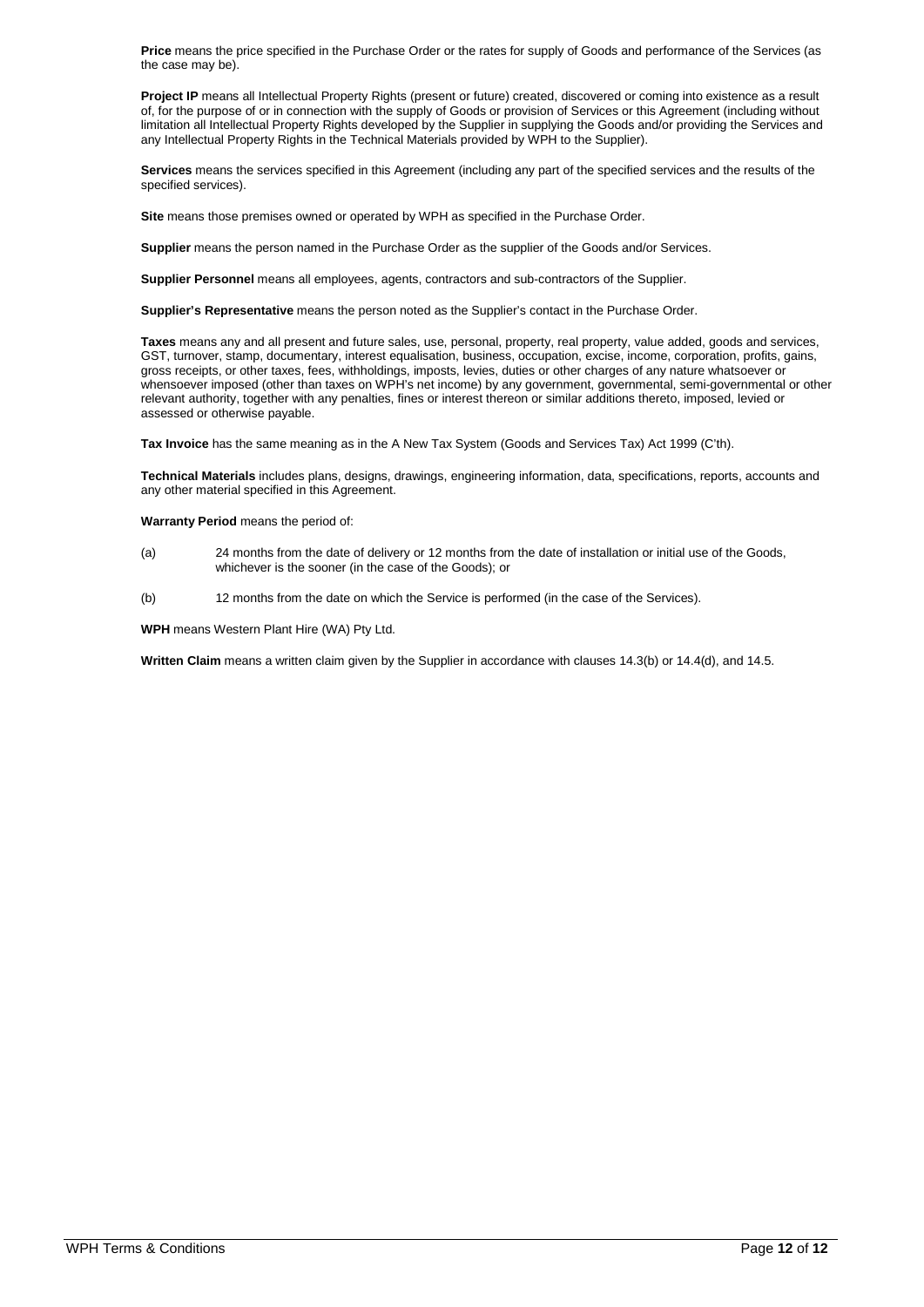**Price** means the price specified in the Purchase Order or the rates for supply of Goods and performance of the Services (as the case may be).

**Project IP** means all Intellectual Property Rights (present or future) created, discovered or coming into existence as a result of, for the purpose of or in connection with the supply of Goods or provision of Services or this Agreement (including without limitation all Intellectual Property Rights developed by the Supplier in supplying the Goods and/or providing the Services and any Intellectual Property Rights in the Technical Materials provided by WPH to the Supplier).

**Services** means the services specified in this Agreement (including any part of the specified services and the results of the specified services).

**Site** means those premises owned or operated by WPH as specified in the Purchase Order.

**Supplier** means the person named in the Purchase Order as the supplier of the Goods and/or Services.

**Supplier Personnel** means all employees, agents, contractors and sub-contractors of the Supplier.

**Supplier's Representative** means the person noted as the Supplier's contact in the Purchase Order.

**Taxes** means any and all present and future sales, use, personal, property, real property, value added, goods and services, GST, turnover, stamp, documentary, interest equalisation, business, occupation, excise, income, corporation, profits, gains, gross receipts, or other taxes, fees, withholdings, imposts, levies, duties or other charges of any nature whatsoever or whensoever imposed (other than taxes on WPH's net income) by any government, governmental, semi-governmental or other relevant authority, together with any penalties, fines or interest thereon or similar additions thereto, imposed, levied or assessed or otherwise payable.

**Tax Invoice** has the same meaning as in the A New Tax System (Goods and Services Tax) Act 1999 (C'th).

**Technical Materials** includes plans, designs, drawings, engineering information, data, specifications, reports, accounts and any other material specified in this Agreement.

**Warranty Period** means the period of:

(a) 24 months from the date of delivery or 12 months from the date of installation or initial use of the Goods, whichever is the sooner (in the case of the Goods); or

(b) 12 months from the date on which the Service is performed (in the case of the Services).

**WPH** means Western Plant Hire (WA) Pty Ltd.

**Written Claim** means a written claim given by the Supplier in accordance with clauses 14.3(b) or 14.4(d), and 14.5.